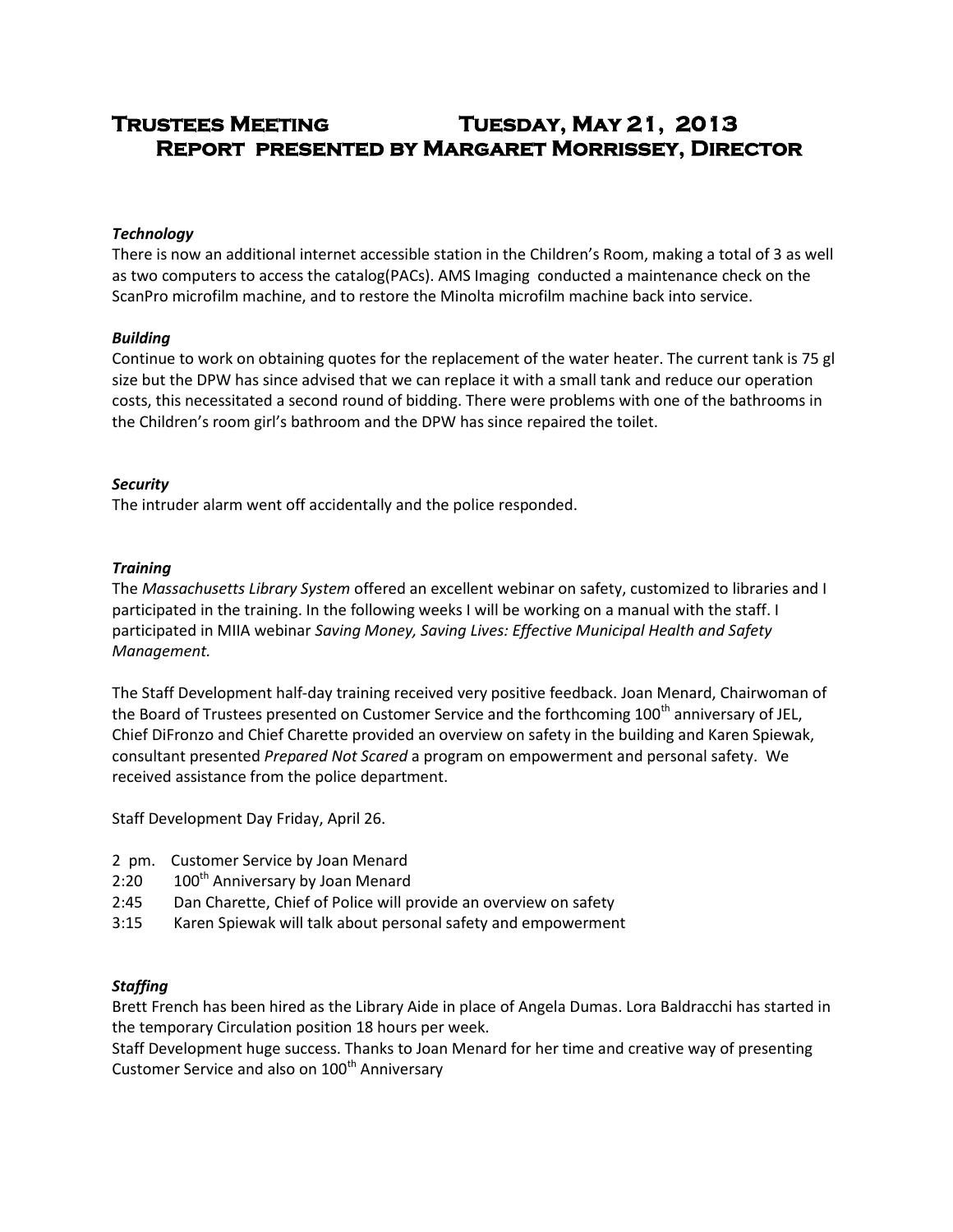# Trustees Meeting Tuesday, May 21, 2013
## Report presented by Margaret Morrissey, Director

***Technology***

There is now an additional internet accessible station in the Children's Room, making a total of 3 as well as two computers to access the catalog(PACs). AMS Imaging conducted a maintenance check on the ScanPro microfilm machine, and to restore the Minolta microfilm machine back into service.

***Building***

Continue to work on obtaining quotes for the replacement of the water heater. The current tank is 75 gl size but the DPW has since advised that we can replace it with a small tank and reduce our operation costs, this necessitated a second round of bidding. There were problems with one of the bathrooms in the Children's room girl's bathroom and the DPW has since repaired the toilet.

***Security***

The intruder alarm went off accidentally and the police responded.

***Training***

The *Massachusetts Library System* offered an excellent webinar on safety, customized to libraries and I participated in the training. In the following weeks I will be working on a manual with the staff. I participated in MIIA webinar *Saving Money, Saving Lives: Effective Municipal Health and Safety Management.*

The Staff Development half-day training received very positive feedback. Joan Menard, Chairwoman of the Board of Trustees presented on Customer Service and the forthcoming 100th anniversary of JEL, Chief DiFronzo and Chief Charette provided an overview on safety in the building and Karen Spiewak, consultant presented *Prepared Not Scared* a program on empowerment and personal safety. We received assistance from the police department.

Staff Development Day Friday, April 26.

- 2 pm. Customer Service by Joan Menard
- 2:20 100th Anniversary by Joan Menard
- 2:45 Dan Charette, Chief of Police will provide an overview on safety
- 3:15 Karen Spiewak will talk about personal safety and empowerment

***Staffing***

Brett French has been hired as the Library Aide in place of Angela Dumas. Lora Baldracchi has started in the temporary Circulation position 18 hours per week.
Staff Development huge success. Thanks to Joan Menard for her time and creative way of presenting Customer Service and also on 100th Anniversary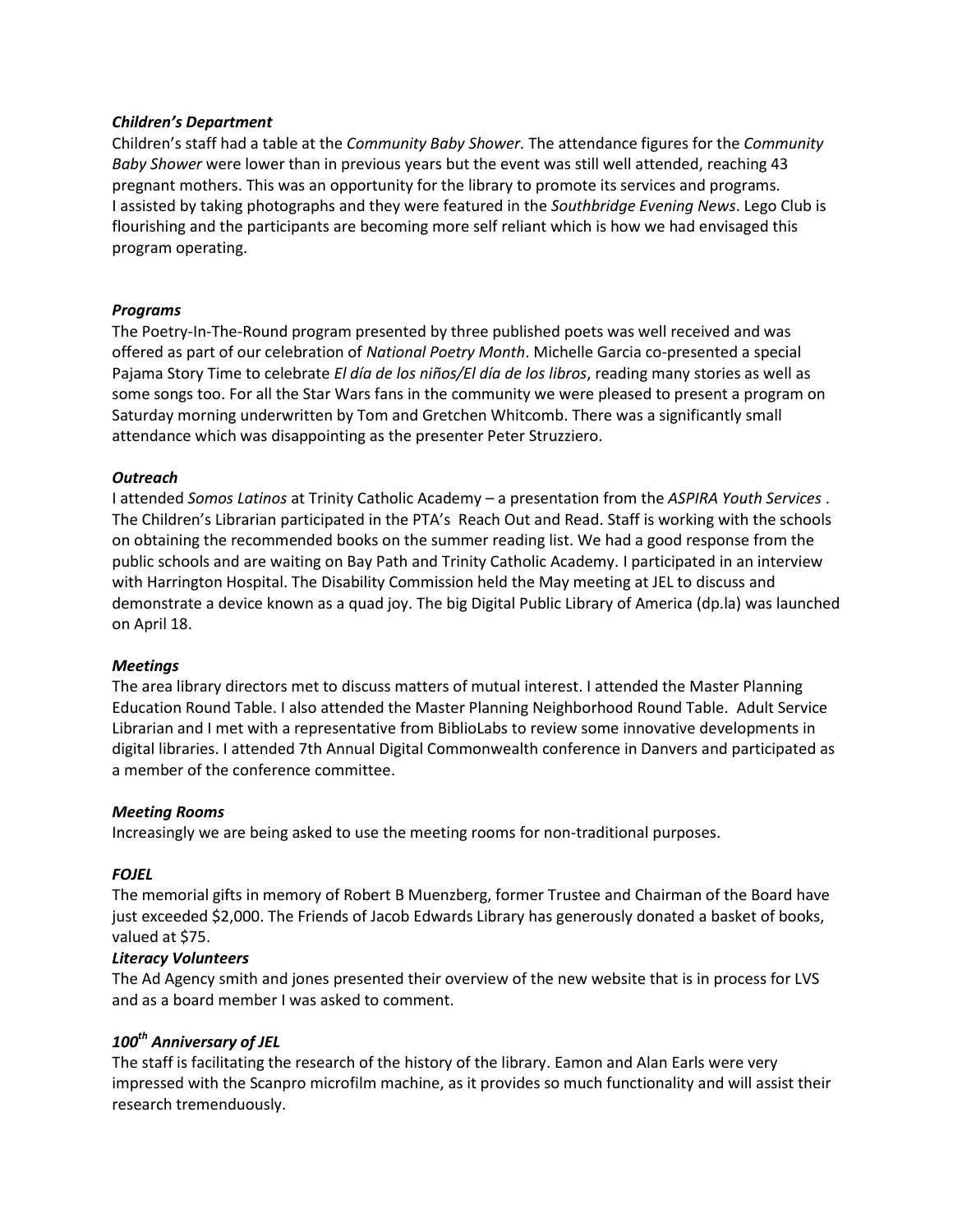### *Children's Department*

Children's staff had a table at the *Community Baby Shower.* The attendance figures for the *Community Baby Shower* were lower than in previous years but the event was still well attended, reaching 43 pregnant mothers. This was an opportunity for the library to promote its services and programs. I assisted by taking photographs and they were featured in the *Southbridge Evening News*. Lego Club is flourishing and the participants are becoming more self reliant which is how we had envisaged this program operating.

### *Programs*

The Poetry-In-The-Round program presented by three published poets was well received and was offered as part of our celebration of *National Poetry Month*. Michelle Garcia co-presented a special Pajama Story Time to celebrate *El día de los niños/El día de los libros*, reading many stories as well as some songs too. For all the Star Wars fans in the community we were pleased to present a program on Saturday morning underwritten by Tom and Gretchen Whitcomb. There was a significantly small attendance which was disappointing as the presenter Peter Struzziero.

### *Outreach*

I attended *Somos Latinos* at Trinity Catholic Academy – a presentation from the *ASPIRA Youth Services* . The Children's Librarian participated in the PTA's Reach Out and Read. Staff is working with the schools on obtaining the recommended books on the summer reading list. We had a good response from the public schools and are waiting on Bay Path and Trinity Catholic Academy. I participated in an interview with Harrington Hospital. The Disability Commission held the May meeting at JEL to discuss and demonstrate a device known as a quad joy. The big Digital Public Library of America (dp.la) was launched on April 18.

### *Meetings*

The area library directors met to discuss matters of mutual interest. I attended the Master Planning Education Round Table. I also attended the Master Planning Neighborhood Round Table. Adult Service Librarian and I met with a representative from BiblioLabs to review some innovative developments in digital libraries. I attended 7th Annual Digital Commonwealth conference in Danvers and participated as a member of the conference committee.

### *Meeting Rooms*

Increasingly we are being asked to use the meeting rooms for non-traditional purposes.

### *FOJEL*

The memorial gifts in memory of Robert B Muenzberg, former Trustee and Chairman of the Board have just exceeded $2,000. The Friends of Jacob Edwards Library has generously donated a basket of books, valued at $75.

### *Literacy Volunteers*

The Ad Agency smith and jones presented their overview of the new website that is in process for LVS and as a board member I was asked to comment.

### *100th Anniversary of JEL*

The staff is facilitating the research of the history of the library. Eamon and Alan Earls were very impressed with the Scanpro microfilm machine, as it provides so much functionality and will assist their research tremenduously.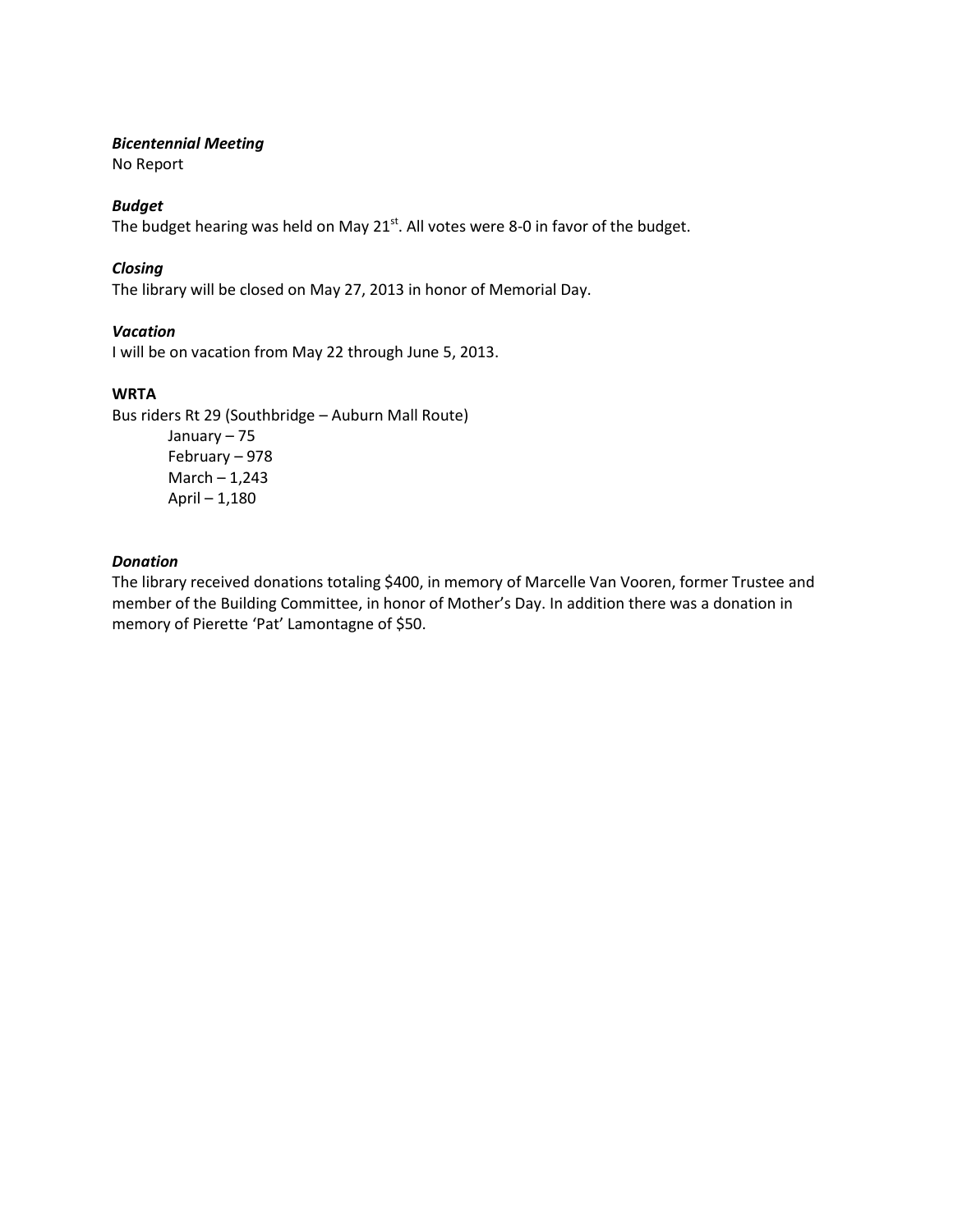***Bicentennial Meeting***
No Report

***Budget***
The budget hearing was held on May 21st. All votes were 8-0 in favor of the budget.

***Closing***
The library will be closed on May 27, 2013 in honor of Memorial Day.

***Vacation***
I will be on vacation from May 22 through June 5, 2013.

**WRTA**
Bus riders Rt 29 (Southbridge – Auburn Mall Route)

- January – 75
- February – 978
- March – 1,243
- April – 1,180

***Donation***
The library received donations totaling $400, in memory of Marcelle Van Vooren, former Trustee and member of the Building Committee, in honor of Mother's Day. In addition there was a donation in memory of Pierette 'Pat' Lamontagne of $50.